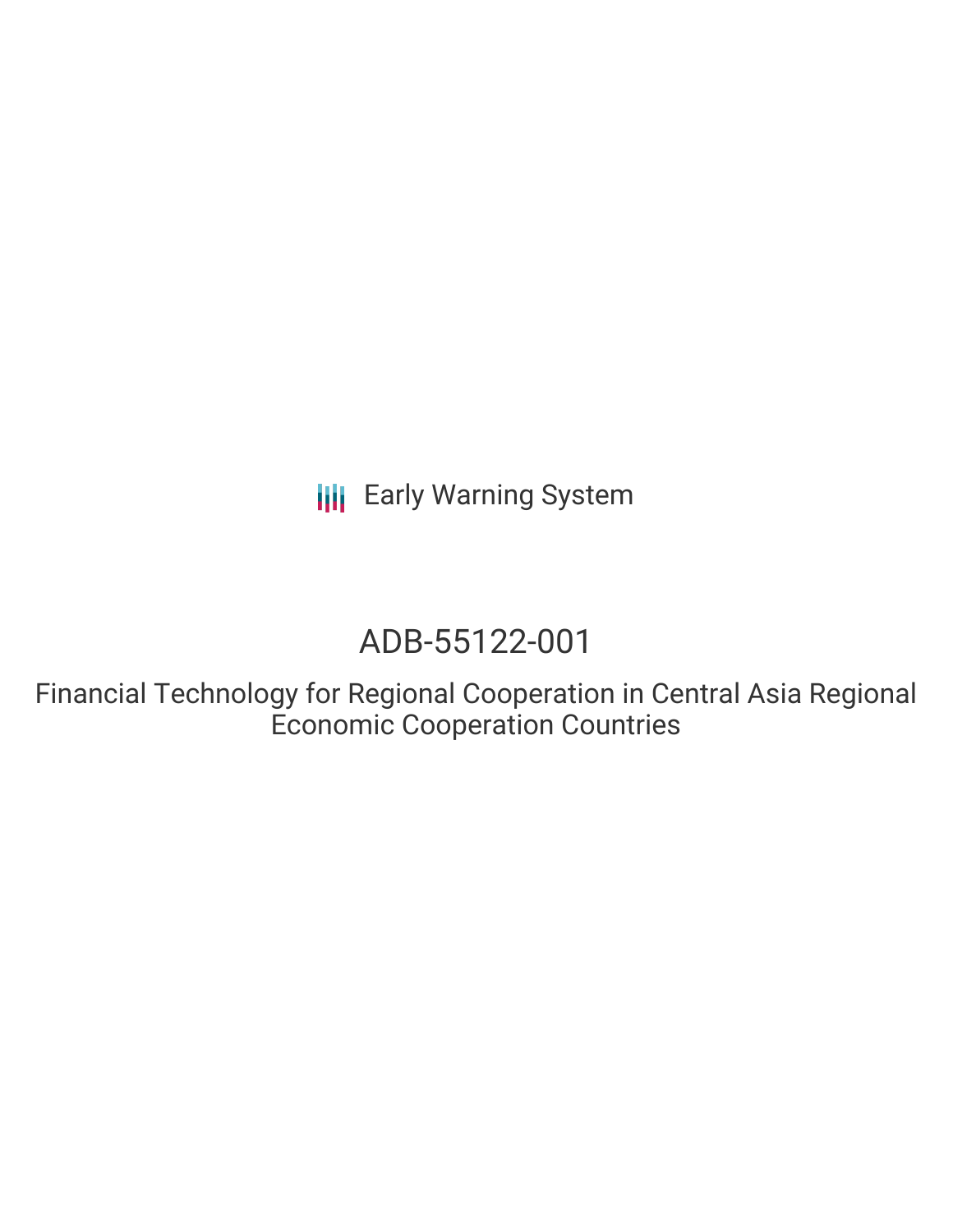Early Warning System

# ADB-55122-001

## Financial Technology for Regional Cooperation in Central Asia Regional Economic Cooperation Countries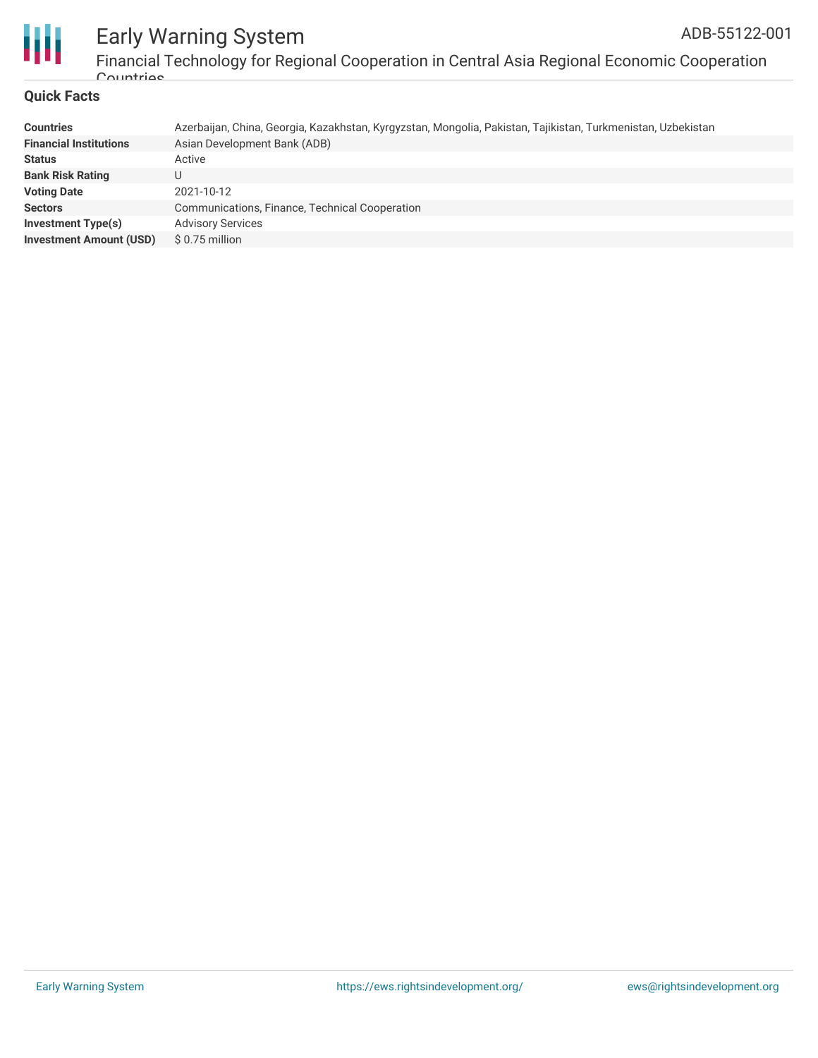## Quick Facts

| | |
|---|---|
| **Countries** | Azerbaijan, China, Georgia, Kazakhstan, Kyrgyzstan, Mongolia, Pakistan, Tajikistan, Turkmenistan, Uzbekistan |
| **Financial Institutions** | Asian Development Bank (ADB) |
| **Status** | Active |
| **Bank Risk Rating** | U |
| **Voting Date** | 2021-10-12 |
| **Sectors** | Communications, Finance, Technical Cooperation |
| **Investment Type(s)** | Advisory Services |
| **Investment Amount (USD)** | $ 0.75 million |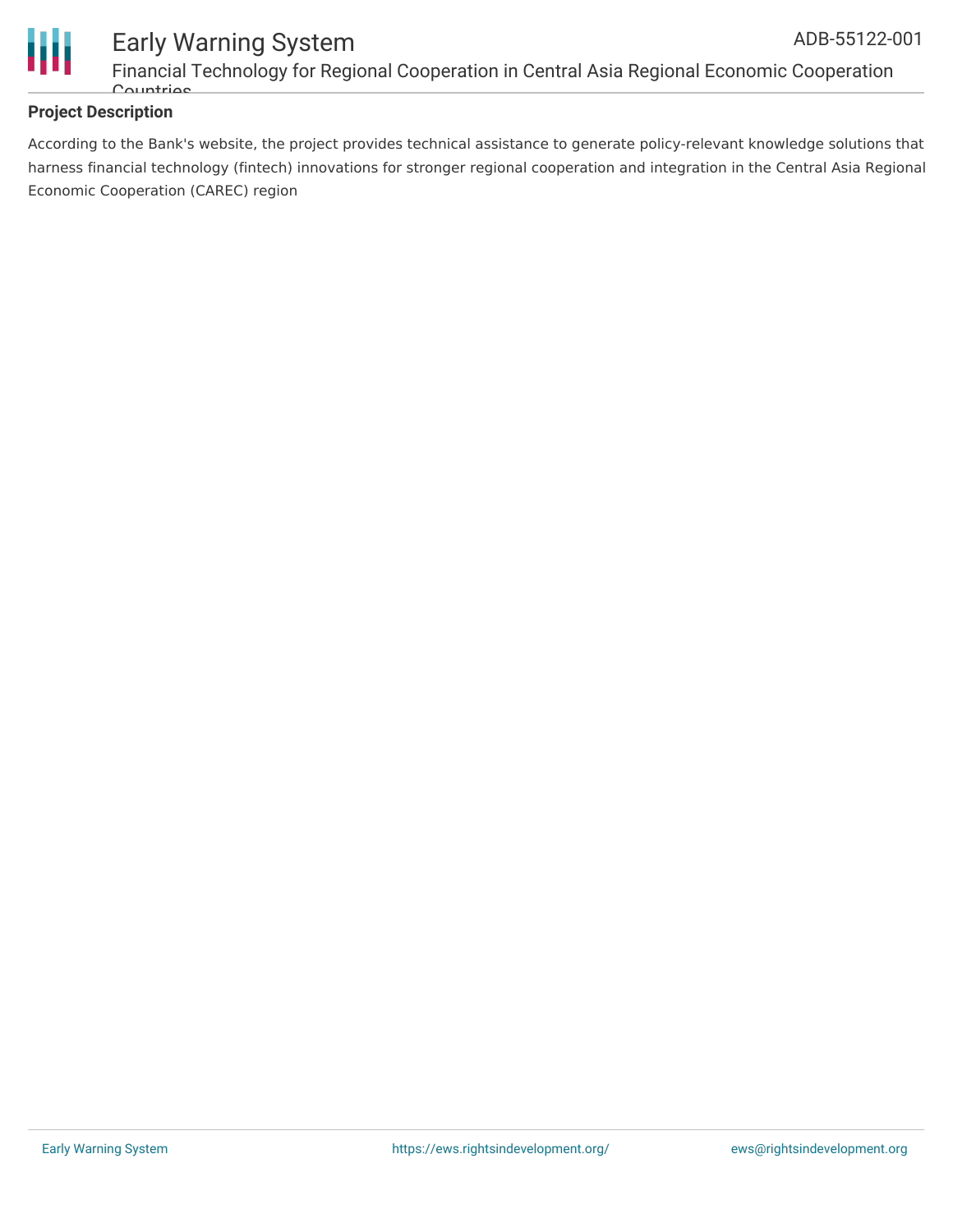## Project Description

According to the Bank's website, the project provides technical assistance to generate policy-relevant knowledge solutions that harness financial technology (fintech) innovations for stronger regional cooperation and integration in the Central Asia Regional Economic Cooperation (CAREC) region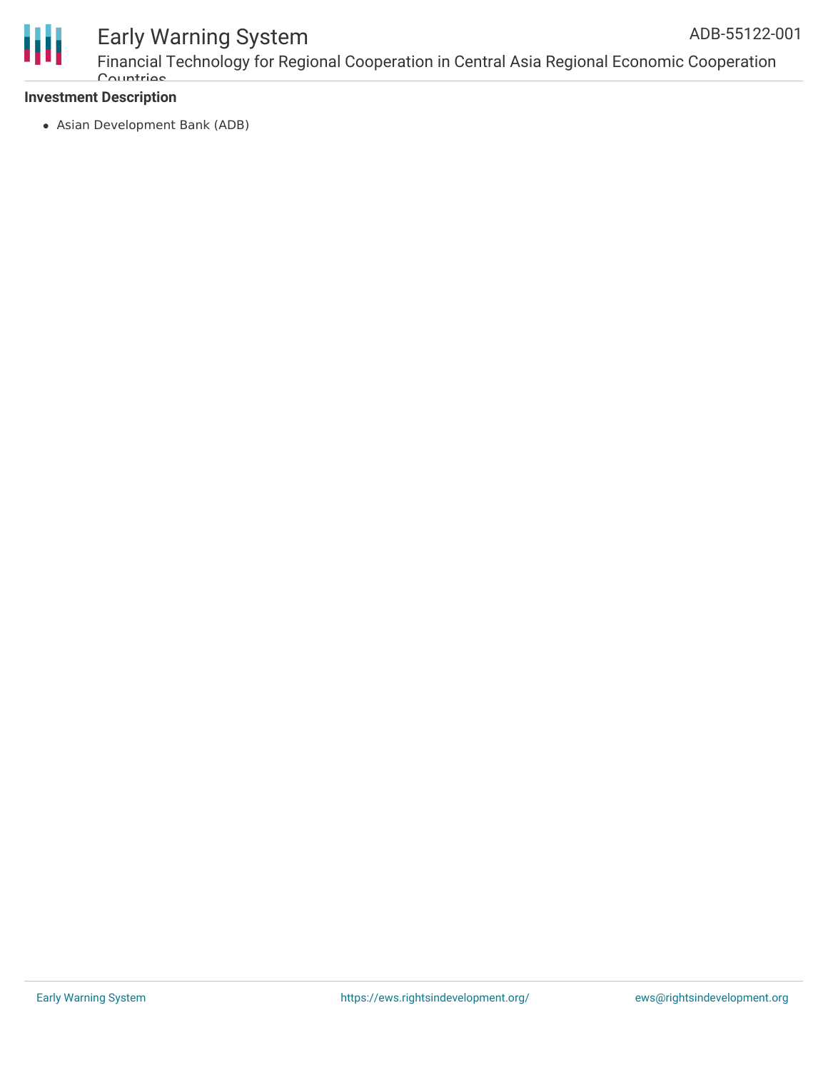**Investment Description**

- Asian Development Bank (ADB)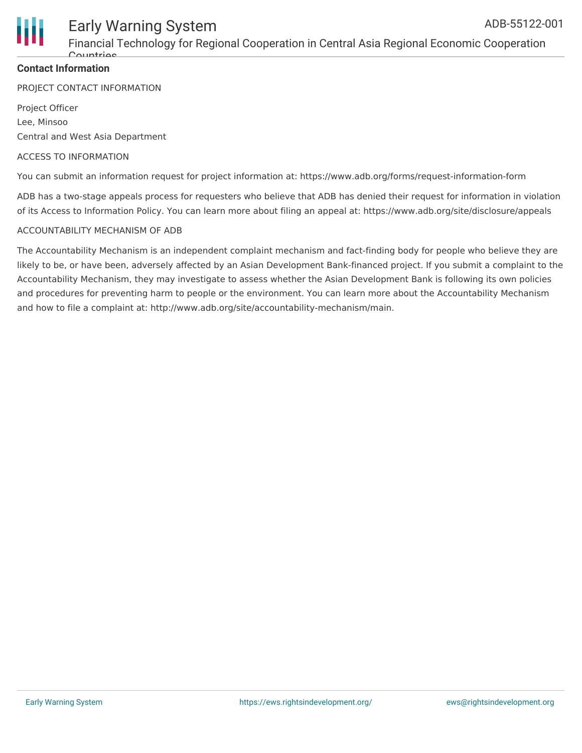## Contact Information

PROJECT CONTACT INFORMATION

Project Officer
Lee, Minsoo
Central and West Asia Department

ACCESS TO INFORMATION

You can submit an information request for project information at: https://www.adb.org/forms/request-information-form

ADB has a two-stage appeals process for requesters who believe that ADB has denied their request for information in violation of its Access to Information Policy. You can learn more about filing an appeal at: https://www.adb.org/site/disclosure/appeals

ACCOUNTABILITY MECHANISM OF ADB

The Accountability Mechanism is an independent complaint mechanism and fact-finding body for people who believe they are likely to be, or have been, adversely affected by an Asian Development Bank-financed project. If you submit a complaint to the Accountability Mechanism, they may investigate to assess whether the Asian Development Bank is following its own policies and procedures for preventing harm to people or the environment. You can learn more about the Accountability Mechanism and how to file a complaint at: http://www.adb.org/site/accountability-mechanism/main.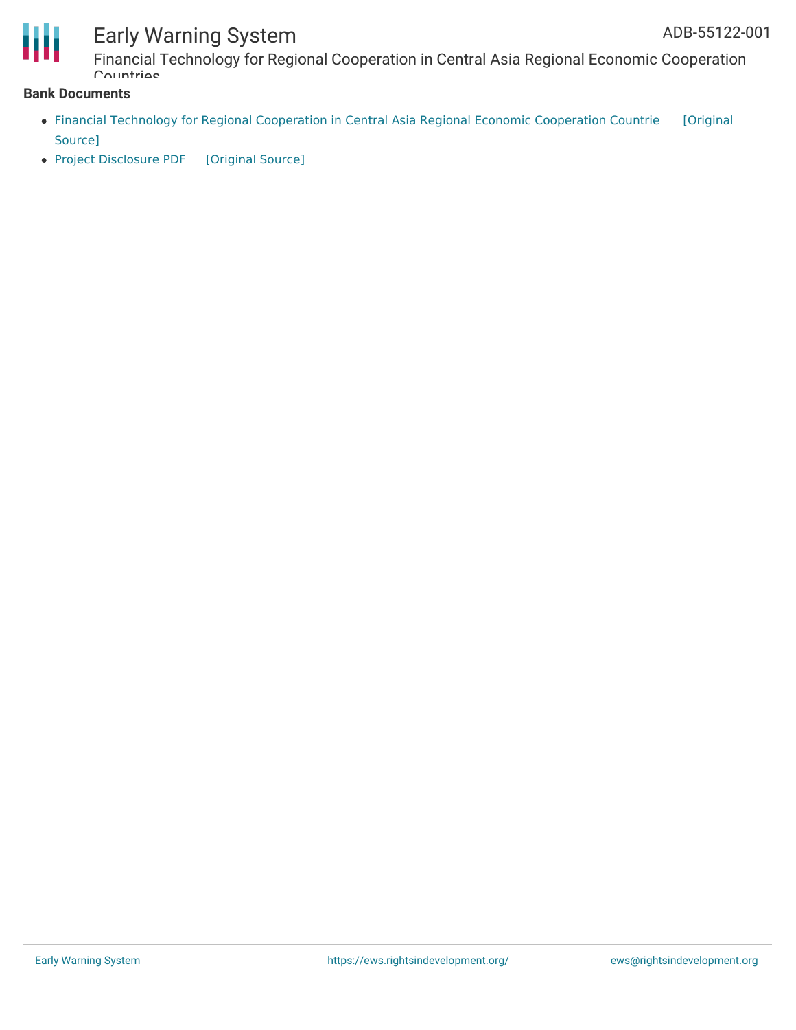**Bank Documents**

- Financial Technology for Regional Cooperation in Central Asia Regional Economic Cooperation Countrie [Original Source]
- Project Disclosure PDF [Original Source]